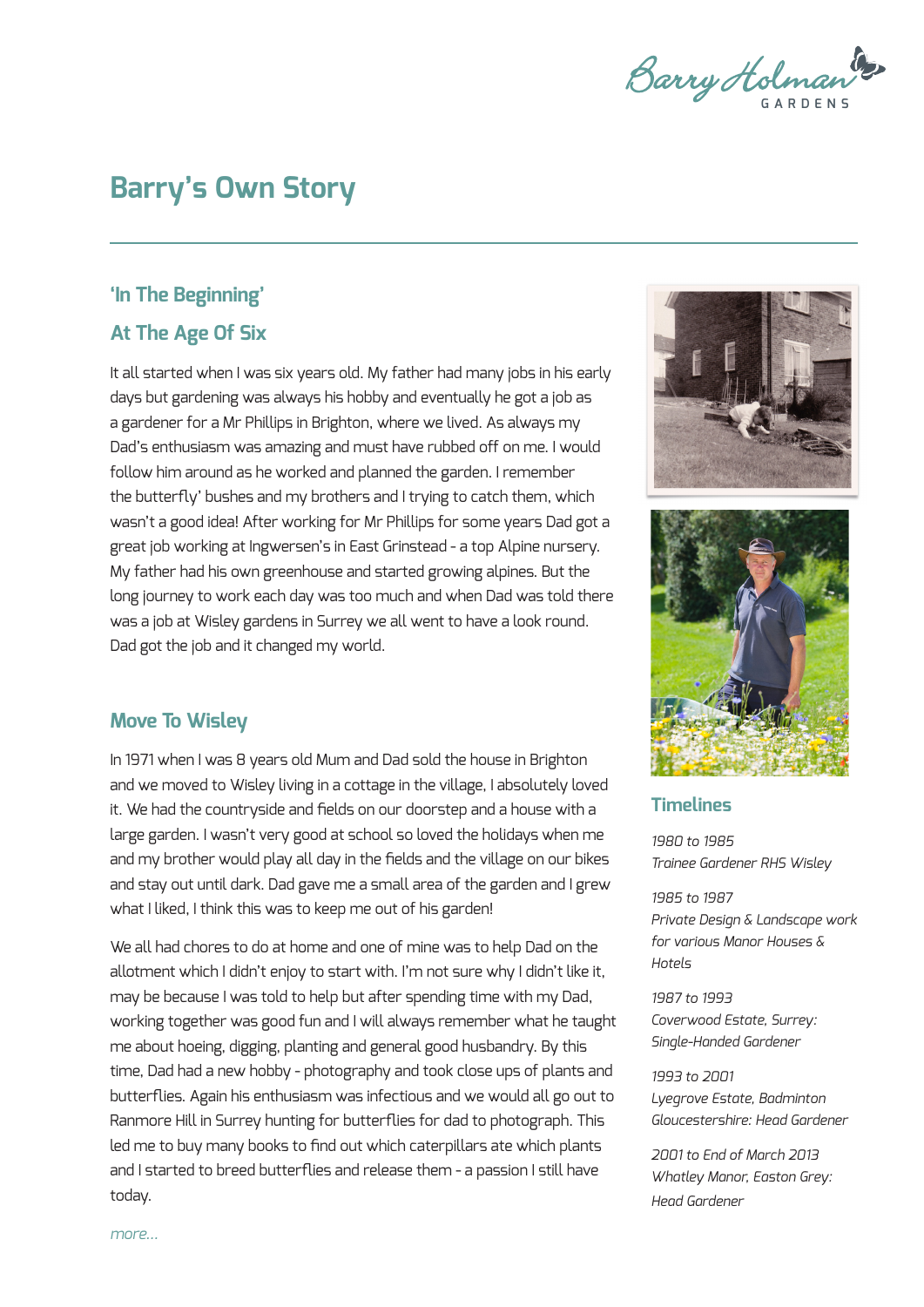# Barry's Own Story

## 'In The Beginning'

## At The Age Of Six

It all started when I was six years old. My father had many jobs in his early days but gardening was always his hobby and eventually he got a job as a gardener for a Mr Phillips in Brighton, where we lived. As always my Dad's enthusiasm was amazing and must have rubbed off on me. I would follow him around as he worked and planned the garden. I remember the butterfly' bushes and my brothers and I trying to catch them, which wasn't a good idea! After working for Mr Phillips for some years Dad got a great job working at Ingwersen's in East Grinstead - a top Alpine nursery. My father had his own greenhouse and started growing alpines. But the long journey to work each day was too much and when Dad was told there was a job at Wisley gardens in Surrey we all went to have a look round. Dad got the job and it changed my world.

## Move To Wisley

In 1971 when I was 8 years old Mum and Dad sold the house in Brighton and we moved to Wisley living in a cottage in the village, I absolutely loved it. We had the countryside and fields on our doorstep and a house with a large garden. I wasn't very good at school so loved the holidays when me and my brother would play all day in the fields and the village on our bikes and stay out until dark. Dad gave me a small area of the garden and I grew what I liked, I think this was to keep me out of his garden!

We all had chores to do at home and one of mine was to help Dad on the allotment which I didn't enjoy to start with. I'm not sure why I didn't like it, may be because I was told to help but after spending time with my Dad, working together was good fun and I will always remember what he taught me about hoeing, digging, planting and general good husbandry. By this time, Dad had a new hobby - photography and took close ups of plants and butterflies. Again his enthusiasm was infectious and we would all go out to Ranmore Hill in Surrey hunting for butterflies for dad to photograph. This led me to buy many books to find out which caterpillars ate which plants and I started to breed butterflies and release them - a passion I still have today.

*more...*

## Timelines

*1980 to 1985*
*Trainee Gardener RHS Wisley*

*1985 to 1987*
*Private Design & Landscape work for various Manor Houses & Hotels*

*1987 to 1993*
*Coverwood Estate, Surrey: Single-Handed Gardener*

*1993 to 2001*
*Lyegrove Estate, Badminton Gloucestershire: Head Gardener*

*2001 to End of March 2013*
*Whatley Manor, Easton Grey: Head Gardener*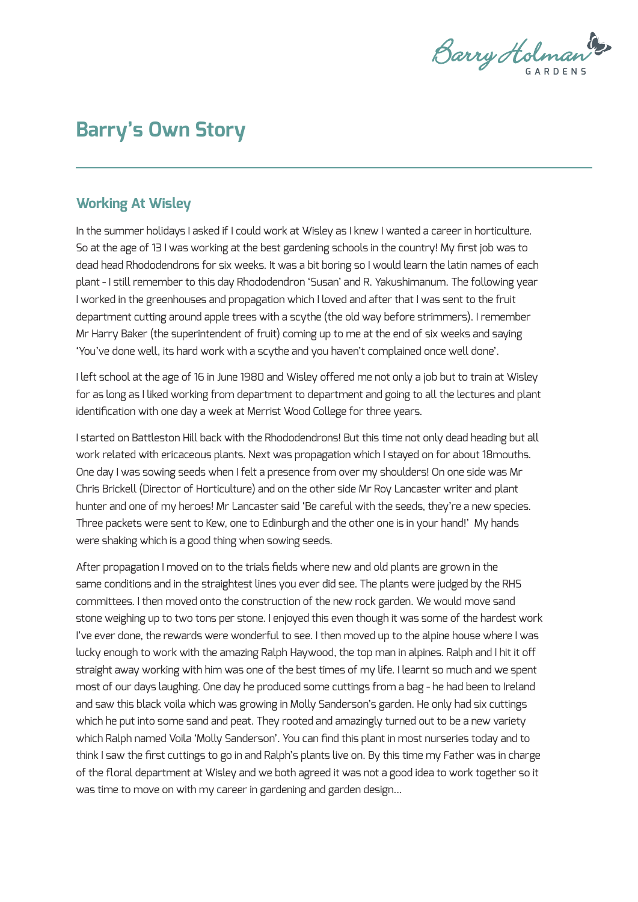# Barry's Own Story

## Working At Wisley

In the summer holidays I asked if I could work at Wisley as I knew I wanted a career in horticulture. So at the age of 13 I was working at the best gardening schools in the country! My first job was to dead head Rhododendrons for six weeks. It was a bit boring so I would learn the latin names of each plant - I still remember to this day Rhododendron 'Susan' and R. Yakushimanum. The following year I worked in the greenhouses and propagation which I loved and after that I was sent to the fruit department cutting around apple trees with a scythe (the old way before strimmers). I remember Mr Harry Baker (the superintendent of fruit) coming up to me at the end of six weeks and saying 'You've done well, its hard work with a scythe and you haven't complained once well done'.

I left school at the age of 16 in June 1980 and Wisley offered me not only a job but to train at Wisley for as long as I liked working from department to department and going to all the lectures and plant identification with one day a week at Merrist Wood College for three years.

I started on Battleston Hill back with the Rhododendrons! But this time not only dead heading but all work related with ericaceous plants. Next was propagation which I stayed on for about 18mouths. One day I was sowing seeds when I felt a presence from over my shoulders! On one side was Mr Chris Brickell (Director of Horticulture) and on the other side Mr Roy Lancaster writer and plant hunter and one of my heroes! Mr Lancaster said 'Be careful with the seeds, they're a new species. Three packets were sent to Kew, one to Edinburgh and the other one is in your hand!' My hands were shaking which is a good thing when sowing seeds.

After propagation I moved on to the trials fields where new and old plants are grown in the same conditions and in the straightest lines you ever did see. The plants were judged by the RHS committees. I then moved onto the construction of the new rock garden. We would move sand stone weighing up to two tons per stone. I enjoyed this even though it was some of the hardest work I've ever done, the rewards were wonderful to see. I then moved up to the alpine house where I was lucky enough to work with the amazing Ralph Haywood, the top man in alpines. Ralph and I hit it off straight away working with him was one of the best times of my life. I learnt so much and we spent most of our days laughing. One day he produced some cuttings from a bag - he had been to Ireland and saw this black voila which was growing in Molly Sanderson's garden. He only had six cuttings which he put into some sand and peat. They rooted and amazingly turned out to be a new variety which Ralph named Voila 'Molly Sanderson'. You can find this plant in most nurseries today and to think I saw the first cuttings to go in and Ralph's plants live on. By this time my Father was in charge of the floral department at Wisley and we both agreed it was not a good idea to work together so it was time to move on with my career in gardening and garden design...